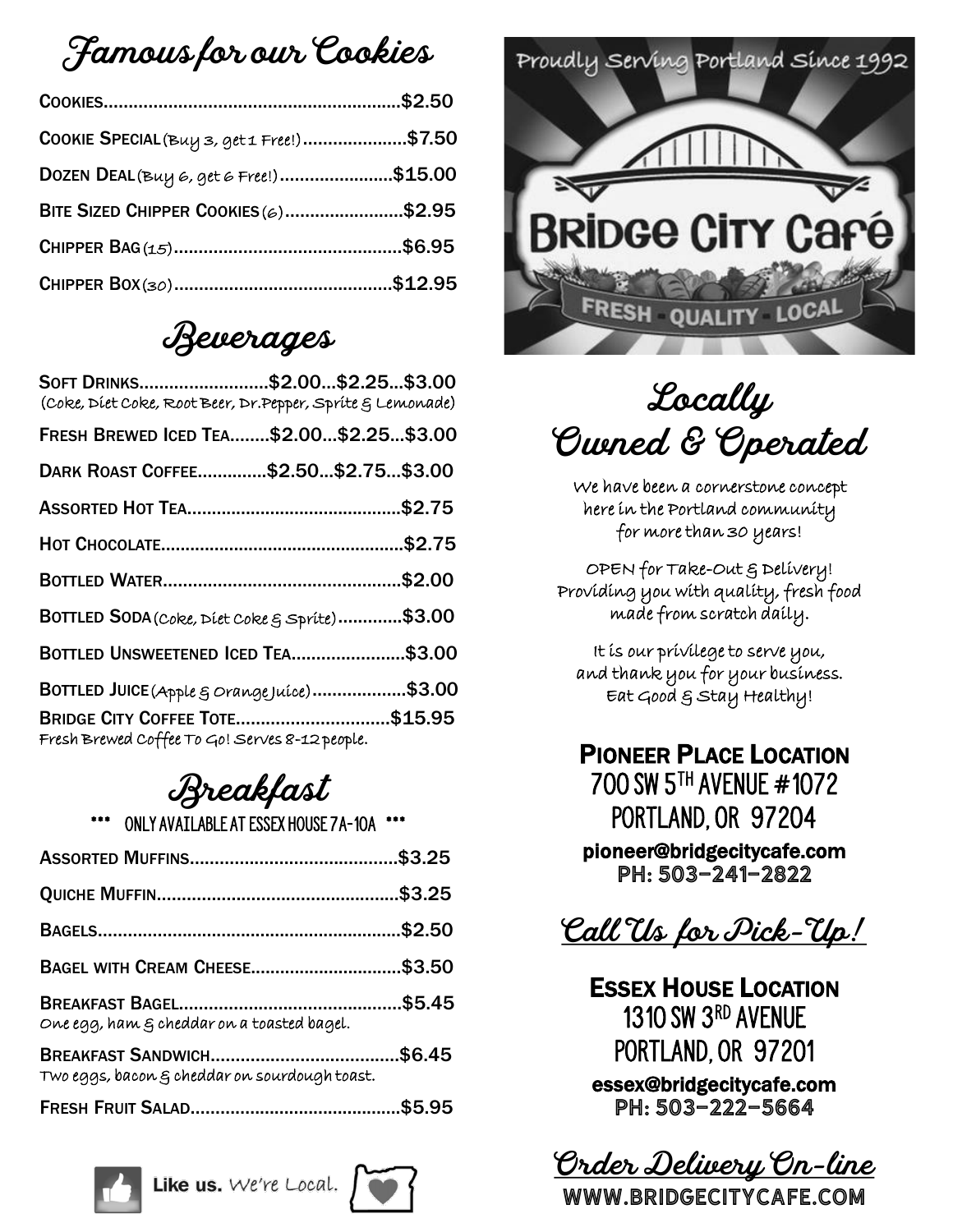## Famous for our Cookies

- **Cookies** ............ $2.50
- **Cookie Special** (Buy 3, get 1 Free!) ............ $7.50
- **Dozen Deal** (Buy 6, get 6 Free!) ............ $15.00
- **Bite Sized Chipper Cookies** (6) ............ $2.95
- **Chipper Bag** (15) ............ $6.95
- **Chipper Box** (30) ............ $12.95

## Beverages

- **Soft Drinks** ............ $2.00...$2.25...$3.00
  (Coke, Diet Coke, Root Beer, Dr.Pepper, Sprite & Lemonade)
- **Fresh Brewed Iced Tea** ............ $2.00...$2.25...$3.00
- **Dark Roast Coffee** ............ $2.50...$2.75...$3.00
- **Assorted Hot Tea** ............ $2.75
- **Hot Chocolate** ............ $2.75
- **Bottled Water** ............ $2.00
- **Bottled Soda** (Coke, Diet Coke & Sprite) ............ $3.00
- **Bottled Unsweetened Iced Tea** ............ $3.00
- **Bottled Juice** (Apple & Orange Juice) ............ $3.00
- **Bridge City Coffee Tote** ............ $15.95
  Fresh Brewed Coffee To Go! Serves 8-12 people.

## Breakfast

*** ONLY AVAILABLE AT ESSEX HOUSE 7A-10A ***

- **Assorted Muffins** ............ $3.25
- **Quiche Muffin** ............ $3.25
- **Bagels** ............ $2.50
- **Bagel with Cream Cheese** ............ $3.50
- **Breakfast Bagel** ............ $5.45
  One egg, ham & cheddar on a toasted bagel.
- **Breakfast Sandwich** ............ $6.45
  Two eggs, bacon & cheddar on sourdough toast.
- **Fresh Fruit Salad** ............ $5.95

Like us. We're Local.

Proudly Serving Portland Since 1992

# Bridge City Café

FRESH · QUALITY · LOCAL

## Locally Owned & Operated

We have been a cornerstone concept here in the Portland community for more than 30 years!

OPEN for Take-Out & Delivery! Providing you with quality, fresh food made from scratch daily.

It is our privilege to serve you, and thank you for your business. Eat Good & Stay Healthy!

### Pioneer Place Location

700 SW 5TH AVENUE #1072
PORTLAND, OR 97204

pioneer@bridgecitycafe.com
PH: 503-241-2822

## Call Us for Pick-Up!

### Essex House Location

1310 SW 3RD AVENUE
PORTLAND, OR 97201

essex@bridgecitycafe.com
PH: 503-222-5664

## Order Delivery On-line

WWW.BRIDGECITYCAFE.COM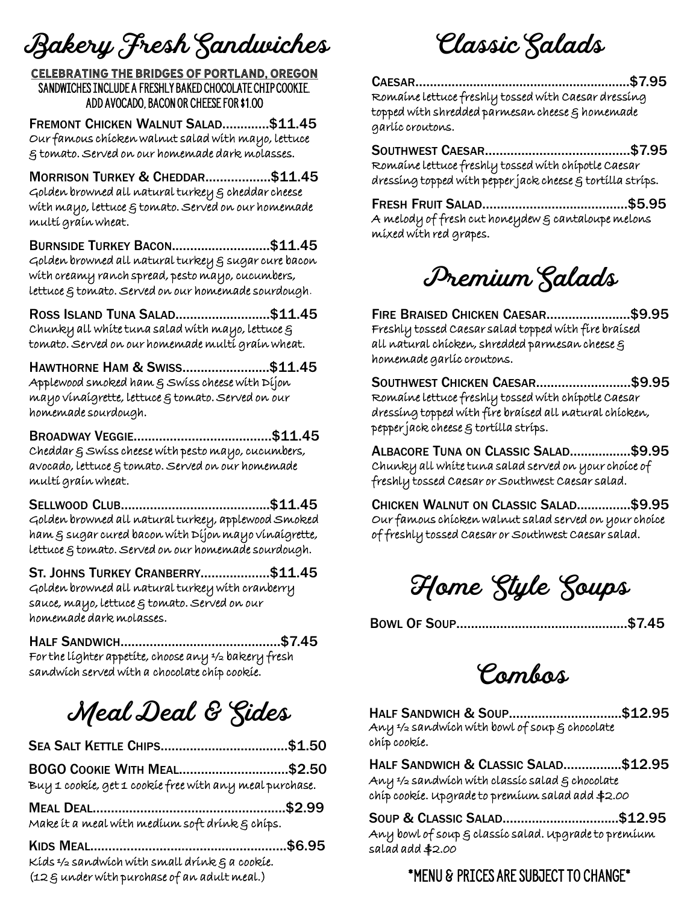# Bakery Fresh Sandwiches

**CELEBRATING THE BRIDGES OF PORTLAND, OREGON**

SANDWICHES INCLUDE A FRESHLY BAKED CHOCOLATE CHIP COOKIE.
ADD AVOCADO, BACON OR CHEESE FOR $1.00

**FREMONT CHICKEN WALNUT SALAD.............$11.45**
Our famous chicken walnut salad with mayo, lettuce & tomato. Served on our homemade dark molasses.

**MORRISON TURKEY & CHEDDAR..................$11.45**
Golden browned all natural turkey & cheddar cheese with mayo, lettuce & tomato. Served on our homemade multi grain wheat.

**BURNSIDE TURKEY BACON...........................$11.45**
Golden browned all natural turkey & sugar cure bacon with creamy ranch spread, pesto mayo, cucumbers, lettuce & tomato. Served on our homemade sourdough.

**ROSS ISLAND TUNA SALAD..........................$11.45**
Chunky all white tuna salad with mayo, lettuce & tomato. Served on our homemade multi grain wheat.

**HAWTHORNE HAM & SWISS........................$11.45**
Applewood smoked ham & Swiss cheese with Dijon mayo vinaigrette, lettuce & tomato. Served on our homemade sourdough.

**BROADWAY VEGGIE......................................$11.45**
Cheddar & Swiss cheese with pesto mayo, cucumbers, avocado, lettuce & tomato. Served on our homemade multi grain wheat.

**SELLWOOD CLUB..........................................$11.45**
Golden browned all natural turkey, applewood Smoked ham & sugar cured bacon with Dijon mayo vinaigrette, lettuce & tomato. Served on our homemade sourdough.

**ST. JOHNS TURKEY CRANBERRY...................$11.45**
Golden browned all natural turkey with cranberry sauce, mayo, lettuce & tomato. Served on our homemade dark molasses.

**HALF SANDWICH............................................$7.45**
For the lighter appetite, choose any ½ bakery fresh sandwich served with a chocolate chip cookie.

# Meal Deal & Sides

**SEA SALT KETTLE CHIPS...................................$1.50**

**BOGO COOKIE WITH MEAL.............................$2.50**
Buy 1 cookie, get 1 cookie free with any meal purchase.

**MEAL DEAL....................................................$2.99**
Make it a meal with medium soft drink & chips.

**KIDS MEAL.....................................................$6.95**
Kids ½ sandwich with small drink & a cookie.
(12 & under with purchase of an adult meal.)

# Classic Salads

**CAESAR...........................................................$7.95**
Romaine lettuce freshly tossed with Caesar dressing topped with shredded parmesan cheese & homemade garlic croutons.

**SOUTHWEST CAESAR........................................$7.95**
Romaine lettuce freshly tossed with chipotle Caesar dressing topped with pepper jack cheese & tortilla strips.

**FRESH FRUIT SALAD........................................$5.95**
A melody of fresh cut honeydew & cantaloupe melons mixed with red grapes.

# Premium Salads

**FIRE BRAISED CHICKEN CAESAR.......................$9.95**
Freshly tossed Caesar salad topped with fire braised all natural chicken, shredded parmesan cheese & homemade garlic croutons.

**SOUTHWEST CHICKEN CAESAR..........................$9.95**
Romaine lettuce freshly tossed with chipotle Caesar dressing topped with fire braised all natural chicken, pepper jack cheese & tortilla strips.

**ALBACORE TUNA ON CLASSIC SALAD.................$9.95**
Chunky all white tuna salad served on your choice of freshly tossed Caesar or Southwest Caesar salad.

**CHICKEN WALNUT ON CLASSIC SALAD...............$9.95**
Our famous chicken walnut salad served on your choice of freshly tossed Caesar or Southwest Caesar salad.

# Home Style Soups

**BOWL OF SOUP..............................................$7.45**

# Combos

**HALF SANDWICH & SOUP...............................$12.95**
Any ½ sandwich with bowl of soup & chocolate chip cookie.

**HALF SANDWICH & CLASSIC SALAD................$12.95**
Any ½ sandwich with classic salad & chocolate chip cookie. Upgrade to premium salad add $2.00

**SOUP & CLASSIC SALAD................................$12.95**
Any bowl of soup & classic salad. Upgrade to premium salad add $2.00

*MENU & PRICES ARE SUBJECT TO CHANGE*